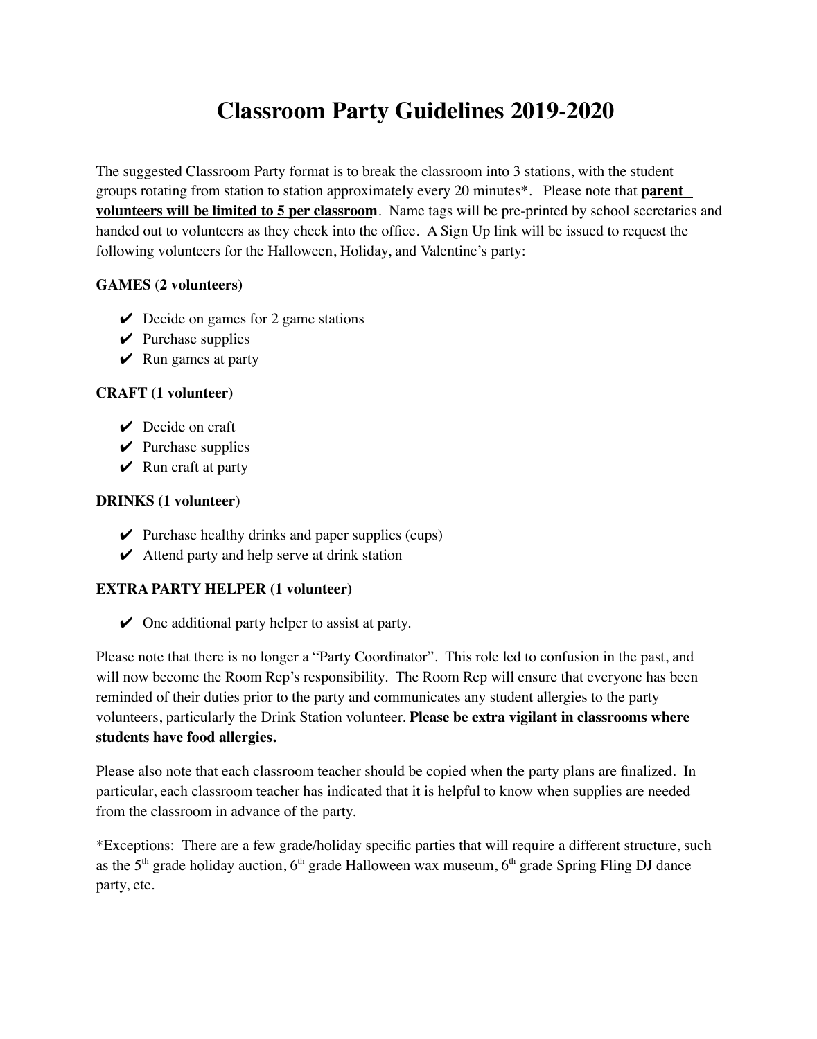# Classroom Party Guidelines 2019-2020

The suggested Classroom Party format is to break the classroom into 3 stations, with the student groups rotating from station to station approximately every 20 minutes*. Please note that **parent volunteers will be limited to 5 per classroom**. Name tags will be pre-printed by school secretaries and handed out to volunteers as they check into the office. A Sign Up link will be issued to request the following volunteers for the Halloween, Holiday, and Valentine's party:

**GAMES (2 volunteers)**

- ✔ Decide on games for 2 game stations
- ✔ Purchase supplies
- ✔ Run games at party

**CRAFT (1 volunteer)**

- ✔ Decide on craft
- ✔ Purchase supplies
- ✔ Run craft at party

**DRINKS (1 volunteer)**

- ✔ Purchase healthy drinks and paper supplies (cups)
- ✔ Attend party and help serve at drink station

**EXTRA PARTY HELPER (1 volunteer)**

- ✔ One additional party helper to assist at party.

Please note that there is no longer a "Party Coordinator". This role led to confusion in the past, and will now become the Room Rep's responsibility. The Room Rep will ensure that everyone has been reminded of their duties prior to the party and communicates any student allergies to the party volunteers, particularly the Drink Station volunteer. **Please be extra vigilant in classrooms where students have food allergies.**

Please also note that each classroom teacher should be copied when the party plans are finalized. In particular, each classroom teacher has indicated that it is helpful to know when supplies are needed from the classroom in advance of the party.

*Exceptions: There are a few grade/holiday specific parties that will require a different structure, such as the 5th grade holiday auction, 6th grade Halloween wax museum, 6th grade Spring Fling DJ dance party, etc.